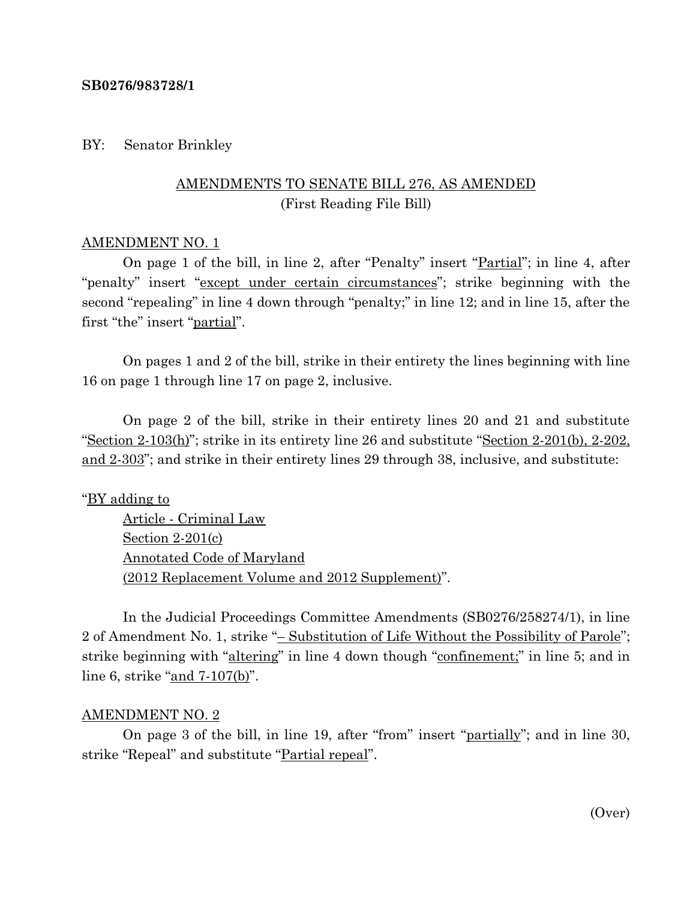**SB0276/983728/1**

BY: Senator Brinkley

AMENDMENTS TO SENATE BILL 276, AS AMENDED
(First Reading File Bill)

AMENDMENT NO. 1

On page 1 of the bill, in line 2, after "Penalty" insert "Partial"; in line 4, after "penalty" insert "except under certain circumstances"; strike beginning with the second "repealing" in line 4 down through "penalty;" in line 12; and in line 15, after the first "the" insert "partial".

On pages 1 and 2 of the bill, strike in their entirety the lines beginning with line 16 on page 1 through line 17 on page 2, inclusive.

On page 2 of the bill, strike in their entirety lines 20 and 21 and substitute "Section 2-103(h)"; strike in its entirety line 26 and substitute "Section 2-201(b), 2-202, and 2-303"; and strike in their entirety lines 29 through 38, inclusive, and substitute:

"BY adding to
Article - Criminal Law
Section 2-201(c)
Annotated Code of Maryland
(2012 Replacement Volume and 2012 Supplement)".

In the Judicial Proceedings Committee Amendments (SB0276/258274/1), in line 2 of Amendment No. 1, strike "– Substitution of Life Without the Possibility of Parole"; strike beginning with "altering" in line 4 down though "confinement;" in line 5; and in line 6, strike "and 7-107(b)".

AMENDMENT NO. 2

On page 3 of the bill, in line 19, after "from" insert "partially"; and in line 30, strike "Repeal" and substitute "Partial repeal".

(Over)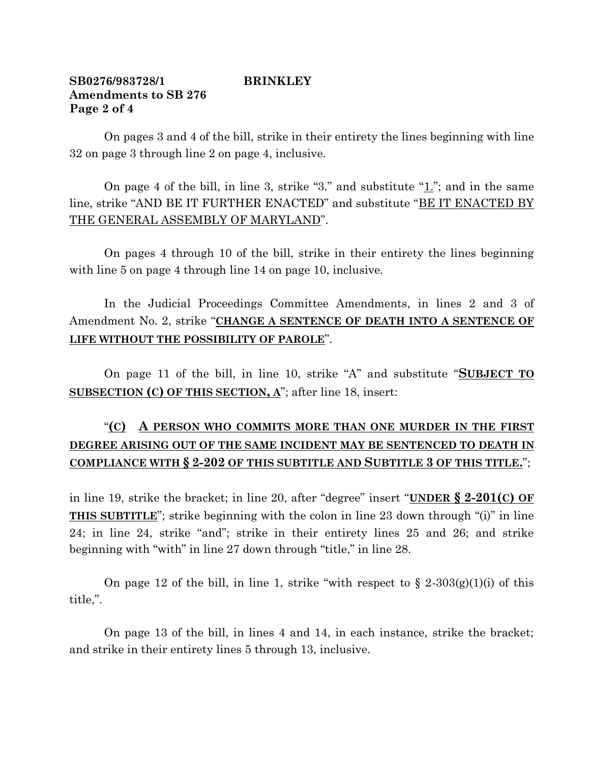**SB0276/983728/1 BRINKLEY**
**Amendments to SB 276**

On pages 3 and 4 of the bill, strike in their entirety the lines beginning with line 32 on page 3 through line 2 on page 4, inclusive.

On page 4 of the bill, in line 3, strike "3." and substitute "1."; and in the same line, strike "AND BE IT FURTHER ENACTED" and substitute "BE IT ENACTED BY THE GENERAL ASSEMBLY OF MARYLAND".

On pages 4 through 10 of the bill, strike in their entirety the lines beginning with line 5 on page 4 through line 14 on page 10, inclusive.

In the Judicial Proceedings Committee Amendments, in lines 2 and 3 of Amendment No. 2, strike "**CHANGE A SENTENCE OF DEATH INTO A SENTENCE OF LIFE WITHOUT THE POSSIBILITY OF PAROLE**".

On page 11 of the bill, in line 10, strike "A" and substitute "**SUBJECT TO SUBSECTION (C) OF THIS SECTION, A**"; after line 18, insert:

"**(C) A PERSON WHO COMMITS MORE THAN ONE MURDER IN THE FIRST DEGREE ARISING OUT OF THE SAME INCIDENT MAY BE SENTENCED TO DEATH IN COMPLIANCE WITH § 2-202 OF THIS SUBTITLE AND SUBTITLE 3 OF THIS TITLE.**";

in line 19, strike the bracket; in line 20, after "degree" insert "**UNDER § 2-201(C) OF THIS SUBTITLE**"; strike beginning with the colon in line 23 down through "(i)" in line 24; in line 24, strike "and"; strike in their entirety lines 25 and 26; and strike beginning with "with" in line 27 down through "title," in line 28.

On page 12 of the bill, in line 1, strike "with respect to § 2-303(g)(1)(i) of this title,".

On page 13 of the bill, in lines 4 and 14, in each instance, strike the bracket; and strike in their entirety lines 5 through 13, inclusive.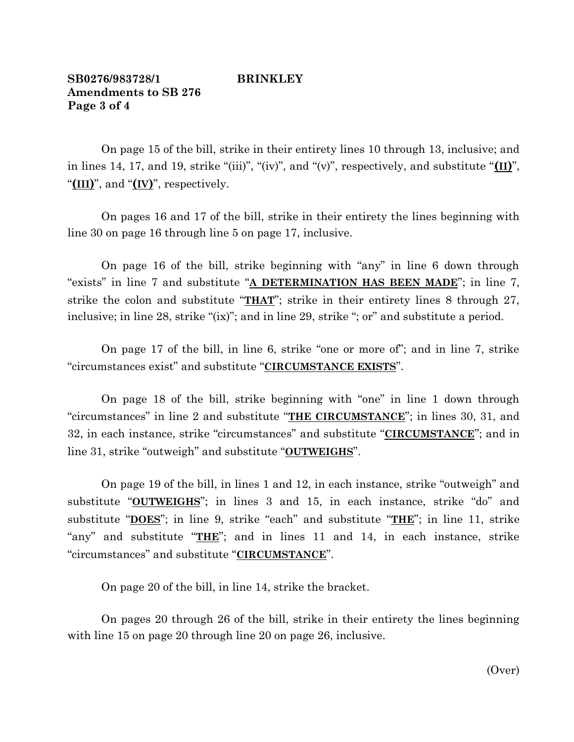**SB0276/983728/1 BRINKLEY**
**Amendments to SB 276**

On page 15 of the bill, strike in their entirety lines 10 through 13, inclusive; and in lines 14, 17, and 19, strike "(iii)", "(iv)", and "(v)", respectively, and substitute "**(II)**", "**(III)**", and "**(IV)**", respectively.

On pages 16 and 17 of the bill, strike in their entirety the lines beginning with line 30 on page 16 through line 5 on page 17, inclusive.

On page 16 of the bill, strike beginning with "any" in line 6 down through "exists" in line 7 and substitute "**A DETERMINATION HAS BEEN MADE**"; in line 7, strike the colon and substitute "**THAT**"; strike in their entirety lines 8 through 27, inclusive; in line 28, strike "(ix)"; and in line 29, strike "; or" and substitute a period.

On page 17 of the bill, in line 6, strike "one or more of"; and in line 7, strike "circumstances exist" and substitute "**CIRCUMSTANCE EXISTS**".

On page 18 of the bill, strike beginning with "one" in line 1 down through "circumstances" in line 2 and substitute "**THE CIRCUMSTANCE**"; in lines 30, 31, and 32, in each instance, strike "circumstances" and substitute "**CIRCUMSTANCE**"; and in line 31, strike "outweigh" and substitute "**OUTWEIGHS**".

On page 19 of the bill, in lines 1 and 12, in each instance, strike "outweigh" and substitute "**OUTWEIGHS**"; in lines 3 and 15, in each instance, strike "do" and substitute "**DOES**"; in line 9, strike "each" and substitute "**THE**"; in line 11, strike "any" and substitute "**THE**"; and in lines 11 and 14, in each instance, strike "circumstances" and substitute "**CIRCUMSTANCE**".

On page 20 of the bill, in line 14, strike the bracket.

On pages 20 through 26 of the bill, strike in their entirety the lines beginning with line 15 on page 20 through line 20 on page 26, inclusive.

(Over)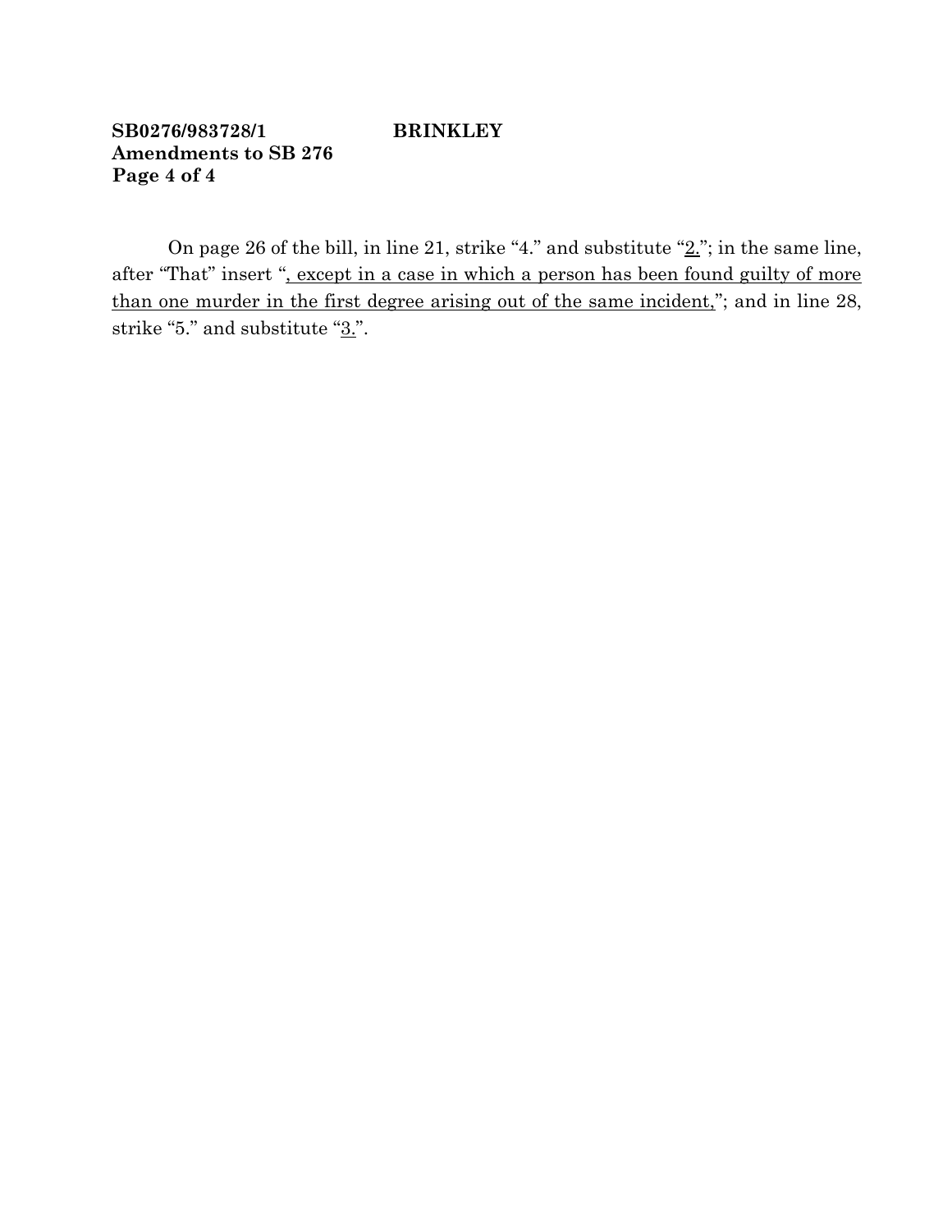On page 26 of the bill, in line 21, strike "4." and substitute "<u>2.</u>"; in the same line, after "That" insert "<u>, except in a case in which a person has been found guilty of more than one murder in the first degree arising out of the same incident,</u>"; and in line 28, strike "5." and substitute "<u>3.</u>".